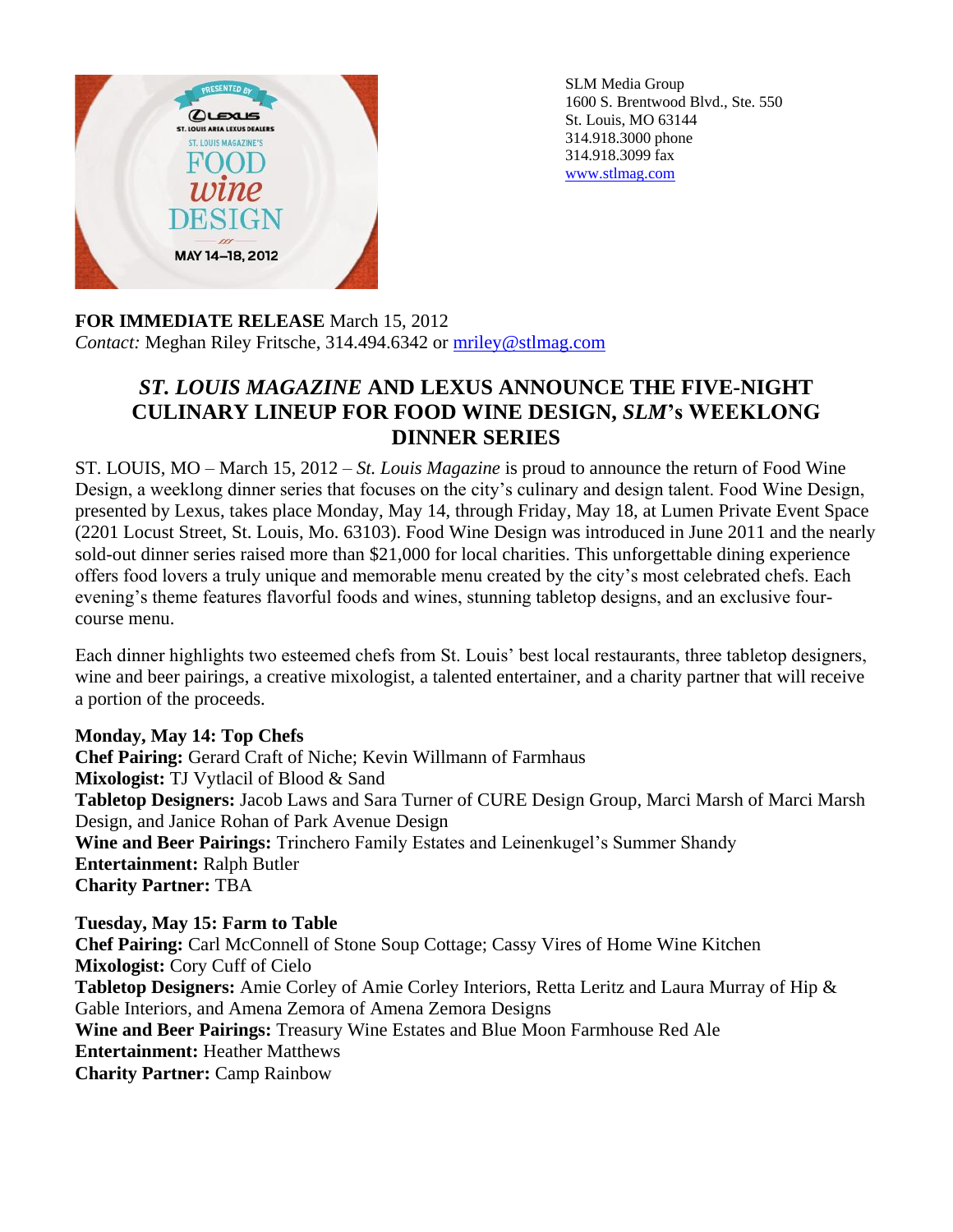SLM Media Group
1600 S. Brentwood Blvd., Ste. 550
St. Louis, MO 63144
314.918.3000 phone
314.918.3099 fax
www.stlmag.com

**FOR IMMEDIATE RELEASE** March 15, 2012
*Contact:* Meghan Riley Fritsche, 314.494.6342 or mriley@stlmag.com

## *ST. LOUIS MAGAZINE* AND LEXUS ANNOUNCE THE FIVE-NIGHT CULINARY LINEUP FOR FOOD WINE DESIGN, *SLM*'s WEEKLONG DINNER SERIES

ST. LOUIS, MO – March 15, 2012 – *St. Louis Magazine* is proud to announce the return of Food Wine Design, a weeklong dinner series that focuses on the city's culinary and design talent. Food Wine Design, presented by Lexus, takes place Monday, May 14, through Friday, May 18, at Lumen Private Event Space (2201 Locust Street, St. Louis, Mo. 63103). Food Wine Design was introduced in June 2011 and the nearly sold-out dinner series raised more than $21,000 for local charities. This unforgettable dining experience offers food lovers a truly unique and memorable menu created by the city's most celebrated chefs. Each evening's theme features flavorful foods and wines, stunning tabletop designs, and an exclusive four-course menu.

Each dinner highlights two esteemed chefs from St. Louis' best local restaurants, three tabletop designers, wine and beer pairings, a creative mixologist, a talented entertainer, and a charity partner that will receive a portion of the proceeds.

**Monday, May 14: Top Chefs**
**Chef Pairing:** Gerard Craft of Niche; Kevin Willmann of Farmhaus
**Mixologist:** TJ Vytlacil of Blood & Sand
**Tabletop Designers:** Jacob Laws and Sara Turner of CURE Design Group, Marci Marsh of Marci Marsh Design, and Janice Rohan of Park Avenue Design
**Wine and Beer Pairings:** Trinchero Family Estates and Leinenkugel's Summer Shandy
**Entertainment:** Ralph Butler
**Charity Partner:** TBA

**Tuesday, May 15: Farm to Table**
**Chef Pairing:** Carl McConnell of Stone Soup Cottage; Cassy Vires of Home Wine Kitchen
**Mixologist:** Cory Cuff of Cielo
**Tabletop Designers:** Amie Corley of Amie Corley Interiors, Retta Leritz and Laura Murray of Hip & Gable Interiors, and Amena Zemora of Amena Zemora Designs
**Wine and Beer Pairings:** Treasury Wine Estates and Blue Moon Farmhouse Red Ale
**Entertainment:** Heather Matthews
**Charity Partner:** Camp Rainbow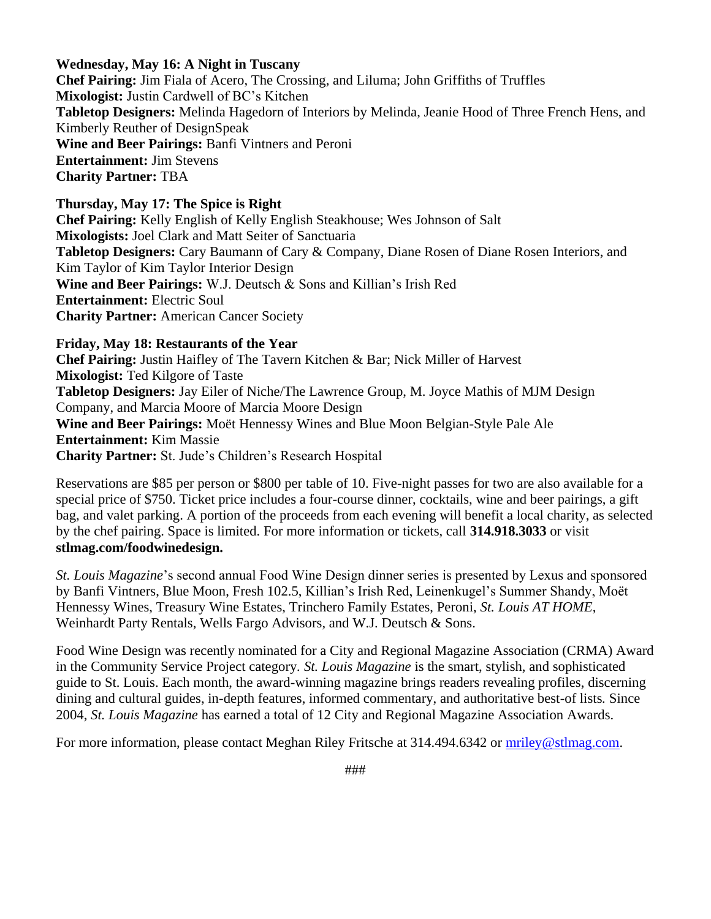**Wednesday, May 16: A Night in Tuscany**
**Chef Pairing:** Jim Fiala of Acero, The Crossing, and Liluma; John Griffiths of Truffles
**Mixologist:** Justin Cardwell of BC's Kitchen
**Tabletop Designers:** Melinda Hagedorn of Interiors by Melinda, Jeanie Hood of Three French Hens, and Kimberly Reuther of DesignSpeak
**Wine and Beer Pairings:** Banfi Vintners and Peroni
**Entertainment:** Jim Stevens
**Charity Partner:** TBA

**Thursday, May 17: The Spice is Right**
**Chef Pairing:** Kelly English of Kelly English Steakhouse; Wes Johnson of Salt
**Mixologists:** Joel Clark and Matt Seiter of Sanctuaria
**Tabletop Designers:** Cary Baumann of Cary & Company, Diane Rosen of Diane Rosen Interiors, and Kim Taylor of Kim Taylor Interior Design
**Wine and Beer Pairings:** W.J. Deutsch & Sons and Killian's Irish Red
**Entertainment:** Electric Soul
**Charity Partner:** American Cancer Society

**Friday, May 18: Restaurants of the Year**
**Chef Pairing:** Justin Haifley of The Tavern Kitchen & Bar; Nick Miller of Harvest
**Mixologist:** Ted Kilgore of Taste
**Tabletop Designers:** Jay Eiler of Niche/The Lawrence Group, M. Joyce Mathis of MJM Design Company, and Marcia Moore of Marcia Moore Design
**Wine and Beer Pairings:** Moët Hennessy Wines and Blue Moon Belgian-Style Pale Ale
**Entertainment:** Kim Massie
**Charity Partner:** St. Jude's Children's Research Hospital

Reservations are $85 per person or $800 per table of 10. Five-night passes for two are also available for a special price of $750. Ticket price includes a four-course dinner, cocktails, wine and beer pairings, a gift bag, and valet parking. A portion of the proceeds from each evening will benefit a local charity, as selected by the chef pairing. Space is limited. For more information or tickets, call **314.918.3033** or visit **stlmag.com/foodwinedesign.**

*St. Louis Magazine*'s second annual Food Wine Design dinner series is presented by Lexus and sponsored by Banfi Vintners, Blue Moon, Fresh 102.5, Killian's Irish Red, Leinenkugel's Summer Shandy, Moët Hennessy Wines, Treasury Wine Estates, Trinchero Family Estates, Peroni, *St. Louis AT HOME*, Weinhardt Party Rentals, Wells Fargo Advisors, and W.J. Deutsch & Sons.

Food Wine Design was recently nominated for a City and Regional Magazine Association (CRMA) Award in the Community Service Project category. *St. Louis Magazine* is the smart, stylish, and sophisticated guide to St. Louis. Each month, the award-winning magazine brings readers revealing profiles, discerning dining and cultural guides, in-depth features, informed commentary, and authoritative best-of lists. Since 2004, *St. Louis Magazine* has earned a total of 12 City and Regional Magazine Association Awards.

For more information, please contact Meghan Riley Fritsche at 314.494.6342 or mriley@stlmag.com.

###